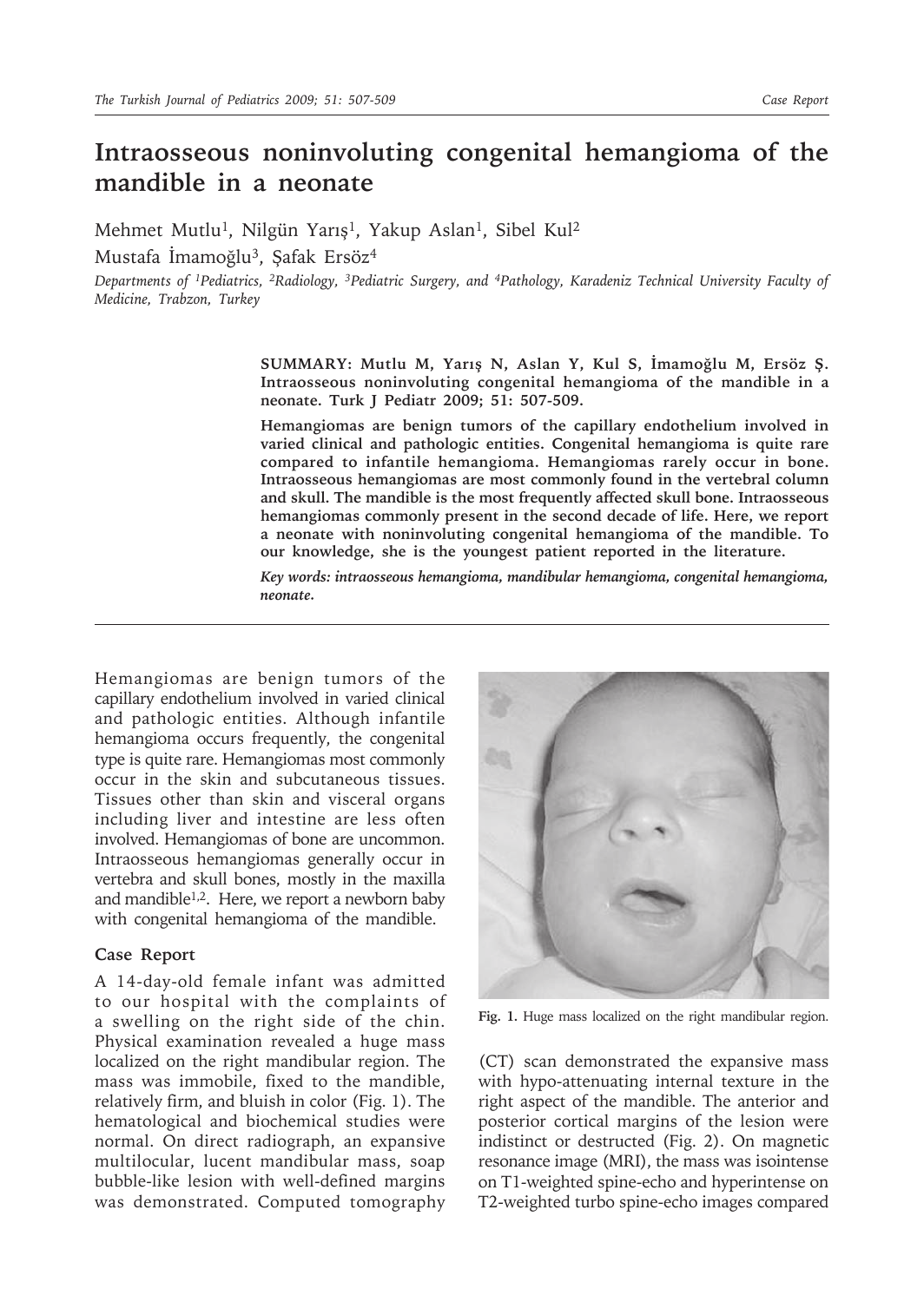# Intraosseous noninvoluting congenital hemangioma of the mandible in a neonate

Mehmet Mutlu[1], Nilgün Yarış[1], Yakup Aslan[1], Sibel Kul[2]
Mustafa İmamoğlu[3], Şafak Ersöz[4]

*Departments of [1]Pediatrics, [2]Radiology, [3]Pediatric Surgery, and [4]Pathology, Karadeniz Technical University Faculty of Medicine, Trabzon, Turkey*

**SUMMARY: Mutlu M, Yarış N, Aslan Y, Kul S, İmamoğlu M, Ersöz Ş. Intraosseous noninvoluting congenital hemangioma of the mandible in a neonate. Turk J Pediatr 2009; 51: 507-509.**

**Hemangiomas are benign tumors of the capillary endothelium involved in varied clinical and pathologic entities. Congenital hemangioma is quite rare compared to infantile hemangioma. Hemangiomas rarely occur in bone. Intraosseous hemangiomas are most commonly found in the vertebral column and skull. The mandible is the most frequently affected skull bone. Intraosseous hemangiomas commonly present in the second decade of life. Here, we report a neonate with noninvoluting congenital hemangioma of the mandible. To our knowledge, she is the youngest patient reported in the literature.**

***Key words: intraosseous hemangioma, mandibular hemangioma, congenital hemangioma, neonate.***

Hemangiomas are benign tumors of the capillary endothelium involved in varied clinical and pathologic entities. Although infantile hemangioma occurs frequently, the congenital type is quite rare. Hemangiomas most commonly occur in the skin and subcutaneous tissues. Tissues other than skin and visceral organs including liver and intestine are less often involved. Hemangiomas of bone are uncommon. Intraosseous hemangiomas generally occur in vertebra and skull bones, mostly in the maxilla and mandible[1,2]. Here, we report a newborn baby with congenital hemangioma of the mandible.

## Case Report

A 14-day-old female infant was admitted to our hospital with the complaints of a swelling on the right side of the chin. Physical examination revealed a huge mass localized on the right mandibular region. The mass was immobile, fixed to the mandible, relatively firm, and bluish in color (Fig. 1). The hematological and biochemical studies were normal. On direct radiograph, an expansive multilocular, lucent mandibular mass, soap bubble-like lesion with well-defined margins was demonstrated. Computed tomography (CT) scan demonstrated the expansive mass with hypo-attenuating internal texture in the right aspect of the mandible. The anterior and posterior cortical margins of the lesion were indistinct or destructed (Fig. 2). On magnetic resonance image (MRI), the mass was isointense on T1-weighted spine-echo and hyperintense on T2-weighted turbo spine-echo images compared

**Fig. 1.** Huge mass localized on the right mandibular region.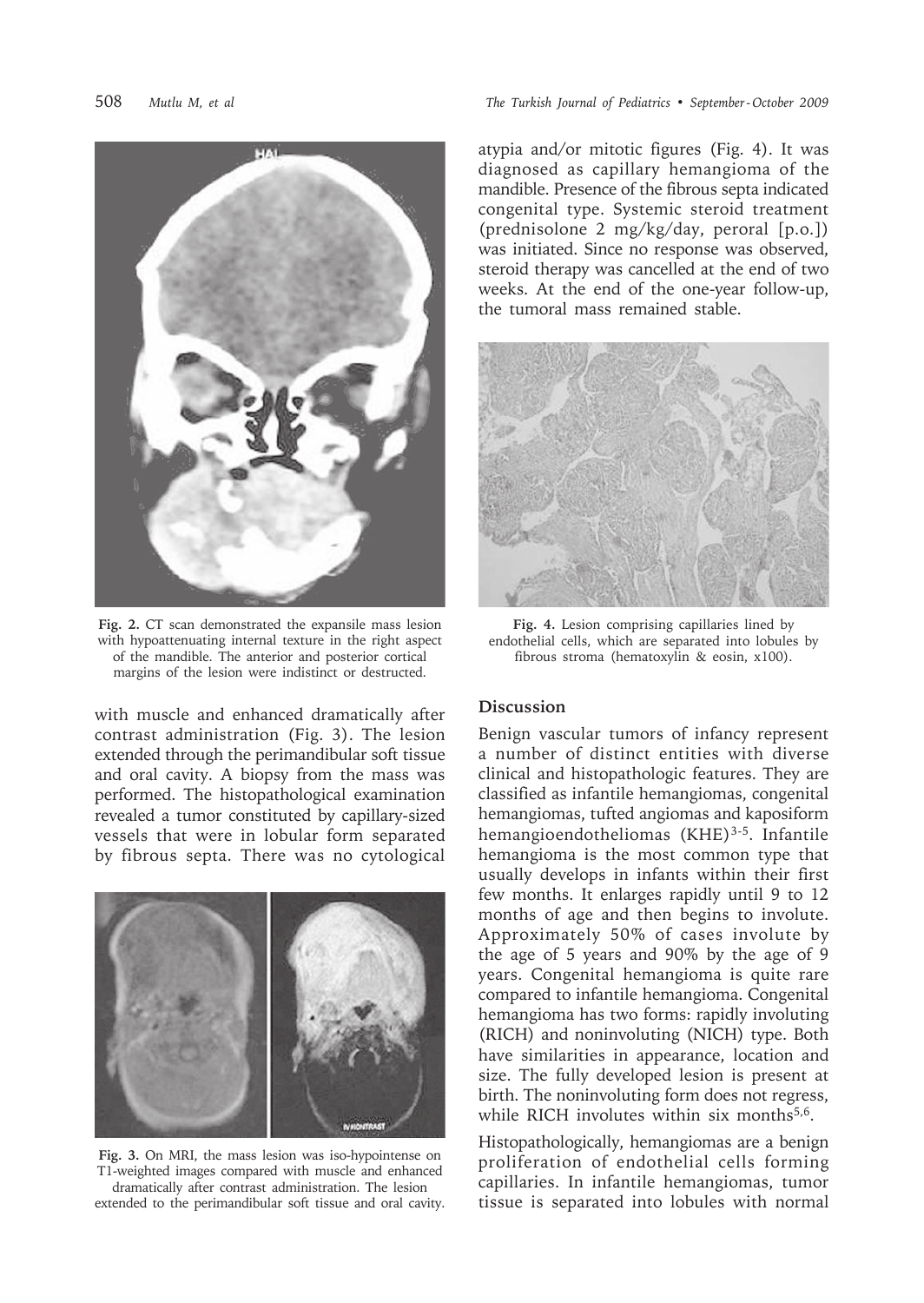Fig. 2. CT scan demonstrated the expansile mass lesion with hypoattenuating internal texture in the right aspect of the mandible. The anterior and posterior cortical margins of the lesion were indistinct or destructed.

with muscle and enhanced dramatically after contrast administration (Fig. 3). The lesion extended through the perimandibular soft tissue and oral cavity. A biopsy from the mass was performed. The histopathological examination revealed a tumor constituted by capillary-sized vessels that were in lobular form separated by fibrous septa. There was no cytological atypia and/or mitotic figures (Fig. 4). It was diagnosed as capillary hemangioma of the mandible. Presence of the fibrous septa indicated congenital type. Systemic steroid treatment (prednisolone 2 mg/kg/day, peroral [p.o.]) was initiated. Since no response was observed, steroid therapy was cancelled at the end of two weeks. At the end of the one-year follow-up, the tumoral mass remained stable.

Fig. 3. On MRI, the mass lesion was iso-hypointense on T1-weighted images compared with muscle and enhanced dramatically after contrast administration. The lesion extended to the perimandibular soft tissue and oral cavity.

Fig. 4. Lesion comprising capillaries lined by endothelial cells, which are separated into lobules by fibrous stroma (hematoxylin & eosin, x100).

## Discussion

Benign vascular tumors of infancy represent a number of distinct entities with diverse clinical and histopathologic features. They are classified as infantile hemangiomas, congenital hemangiomas, tufted angiomas and kaposiform hemangioendotheliomas (KHE)[3-5]. Infantile hemangioma is the most common type that usually develops in infants within their first few months. It enlarges rapidly until 9 to 12 months of age and then begins to involute. Approximately 50% of cases involute by the age of 5 years and 90% by the age of 9 years. Congenital hemangioma is quite rare compared to infantile hemangioma. Congenital hemangioma has two forms: rapidly involuting (RICH) and noninvoluting (NICH) type. Both have similarities in appearance, location and size. The fully developed lesion is present at birth. The noninvoluting form does not regress, while RICH involutes within six months[5,6].

Histopathologically, hemangiomas are a benign proliferation of endothelial cells forming capillaries. In infantile hemangiomas, tumor tissue is separated into lobules with normal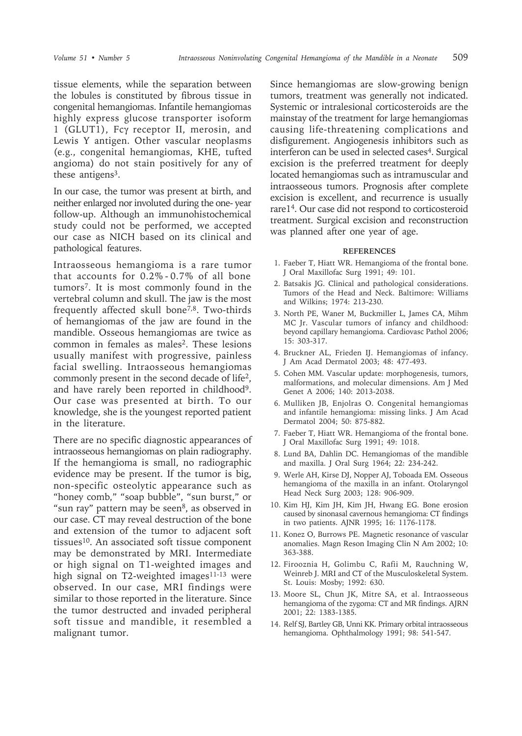tissue elements, while the separation between the lobules is constituted by fibrous tissue in congenital hemangiomas. Infantile hemangiomas highly express glucose transporter isoform 1 (GLUT1), Fcγ receptor II, merosin, and Lewis Y antigen. Other vascular neoplasms (e.g., congenital hemangiomas, KHE, tufted angioma) do not stain positively for any of these antigens[3].

In our case, the tumor was present at birth, and neither enlarged nor involuted during the one- year follow-up. Although an immunohistochemical study could not be performed, we accepted our case as NICH based on its clinical and pathological features.

Intraosseous hemangioma is a rare tumor that accounts for 0.2% - 0.7% of all bone tumors[7]. It is most commonly found in the vertebral column and skull. The jaw is the most frequently affected skull bone[7,8]. Two-thirds of hemangiomas of the jaw are found in the mandible. Osseous hemangiomas are twice as common in females as males[2]. These lesions usually manifest with progressive, painless facial swelling. Intraosseous hemangiomas commonly present in the second decade of life[2], and have rarely been reported in childhood[9]. Our case was presented at birth. To our knowledge, she is the youngest reported patient in the literature.

There are no specific diagnostic appearances of intraosseous hemangiomas on plain radiography. If the hemangioma is small, no radiographic evidence may be present. If the tumor is big, non-specific osteolytic appearance such as "honey comb," "soap bubble", "sun burst," or "sun ray" pattern may be seen[8], as observed in our case. CT may reveal destruction of the bone and extension of the tumor to adjacent soft tissues[10]. An associated soft tissue component may be demonstrated by MRI. Intermediate or high signal on T1-weighted images and high signal on T2-weighted images[11-13] were observed. In our case, MRI findings were similar to those reported in the literature. Since the tumor destructed and invaded peripheral soft tissue and mandible, it resembled a malignant tumor.

Since hemangiomas are slow-growing benign tumors, treatment was generally not indicated. Systemic or intralesional corticosteroids are the mainstay of the treatment for large hemangiomas causing life-threatening complications and disfigurement. Angiogenesis inhibitors such as interferon can be used in selected cases[4]. Surgical excision is the preferred treatment for deeply located hemangiomas such as intramuscular and intraosseous tumors. Prognosis after complete excision is excellent, and recurrence is usually rare1[4]. Our case did not respond to corticosteroid treatment. Surgical excision and reconstruction was planned after one year of age.

## REFERENCES

1. Faeber T, Hiatt WR. Hemangioma of the frontal bone. J Oral Maxillofac Surg 1991; 49: 101.
2. Batsakis JG. Clinical and pathological considerations. Tumors of the Head and Neck. Baltimore: Williams and Wilkins; 1974: 213-230.
3. North PE, Waner M, Buckmiller L, James CA, Mihm MC Jr. Vascular tumors of infancy and childhood: beyond capillary hemangioma. Cardiovasc Pathol 2006; 15: 303-317.
4. Bruckner AL, Frieden IJ. Hemangiomas of infancy. J Am Acad Dermatol 2003; 48: 477-493.
5. Cohen MM. Vascular update: morphogenesis, tumors, malformations, and molecular dimensions. Am J Med Genet A 2006; 140: 2013-2038.
6. Mulliken JB, Enjolras O. Congenital hemangiomas and infantile hemangioma: missing links. J Am Acad Dermatol 2004; 50: 875-882.
7. Faeber T, Hiatt WR. Hemangioma of the frontal bone. J Oral Maxillofac Surg 1991; 49: 1018.
8. Lund BA, Dahlin DC. Hemangiomas of the mandible and maxilla. J Oral Surg 1964; 22: 234-242.
9. Werle AH, Kirse DJ, Nopper AJ, Toboada EM. Osseous hemangioma of the maxilla in an infant. Otolaryngol Head Neck Surg 2003; 128: 906-909.
10. Kim HJ, Kim JH, Kim JH, Hwang EG. Bone erosion caused by sinonasal cavernous hemangioma: CT findings in two patients. AJNR 1995; 16: 1176-1178.
11. Konez O, Burrows PE. Magnetic resonance of vascular anomalies. Magn Reson Imaging Clin N Am 2002; 10: 363-388.
12. Firooznia H, Golimbu C, Rafii M, Rauchning W, Weinreb J. MRI and CT of the Musculoskeletal System. St. Louis: Mosby; 1992: 630.
13. Moore SL, Chun JK, Mitre SA, et al. Intraosseous hemangioma of the zygoma: CT and MR findings. AJRN 2001; 22: 1383-1385.
14. Relf SJ, Bartley GB, Unni KK. Primary orbital intraosseous hemangioma. Ophthalmology 1991; 98: 541-547.